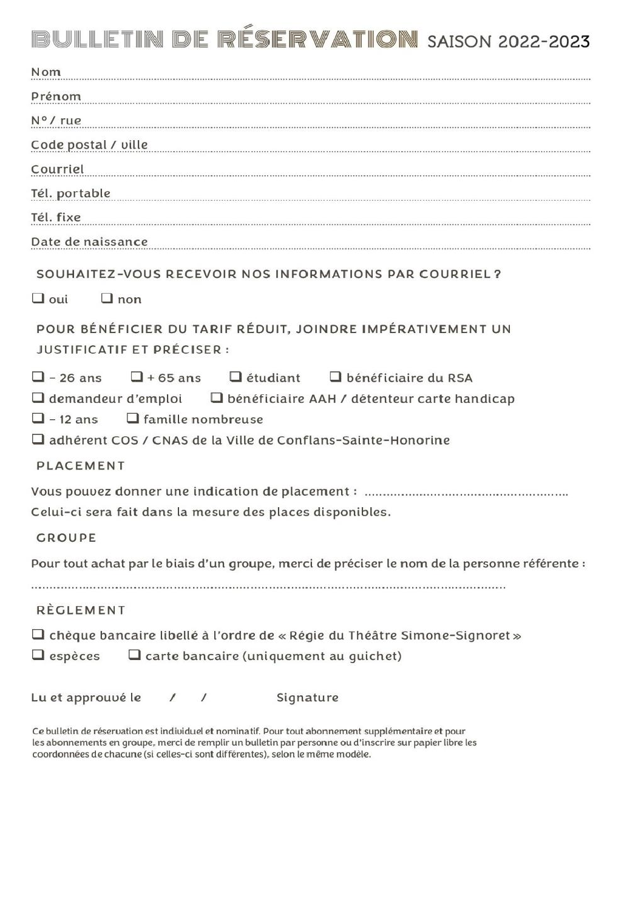# BULLETIN DE RÉSERVATION SAISON 2022-2023

Nom ..........................................................................................................

Prénom ..........................................................................................................

N° / rue ..........................................................................................................

Code postal / ville ..........................................................................................................

Courriel ..........................................................................................................

Tél. portable ..........................................................................................................

Tél. fixe ..........................................................................................................

Date de naissance ..........................................................................................................

## SOUHAITEZ-VOUS RECEVOIR NOS INFORMATIONS PAR COURRIEL ?

❑ oui ❑ non

## POUR BÉNÉFICIER DU TARIF RÉDUIT, JOINDRE IMPÉRATIVEMENT UN JUSTIFICATIF ET PRÉCISER :

❑ - 26 ans ❑ + 65 ans ❑ étudiant ❑ bénéficiaire du RSA

❑ demandeur d'emploi ❑ bénéficiaire AAH / détenteur carte handicap

❑ - 12 ans ❑ famille nombreuse

❑ adhérent COS / CNAS de la Ville de Conflans-Sainte-Honorine

## PLACEMENT

Vous pouvez donner une indication de placement : .......................................................

Celui-ci sera fait dans la mesure des places disponibles.

## GROUPE

Pour tout achat par le biais d'un groupe, merci de préciser le nom de la personne référente :

..........................................................................................................

## RÈGLEMENT

❑ chèque bancaire libellé à l'ordre de « Régie du Théâtre Simone-Signoret »

❑ espèces ❑ carte bancaire (uniquement au guichet)

Lu et approuvé le / / Signature

Ce bulletin de réservation est individuel et nominatif. Pour tout abonnement supplémentaire et pour les abonnements en groupe, merci de remplir un bulletin par personne ou d'inscrire sur papier libre les coordonnées de chacune (si celles-ci sont différentes), selon le même modèle.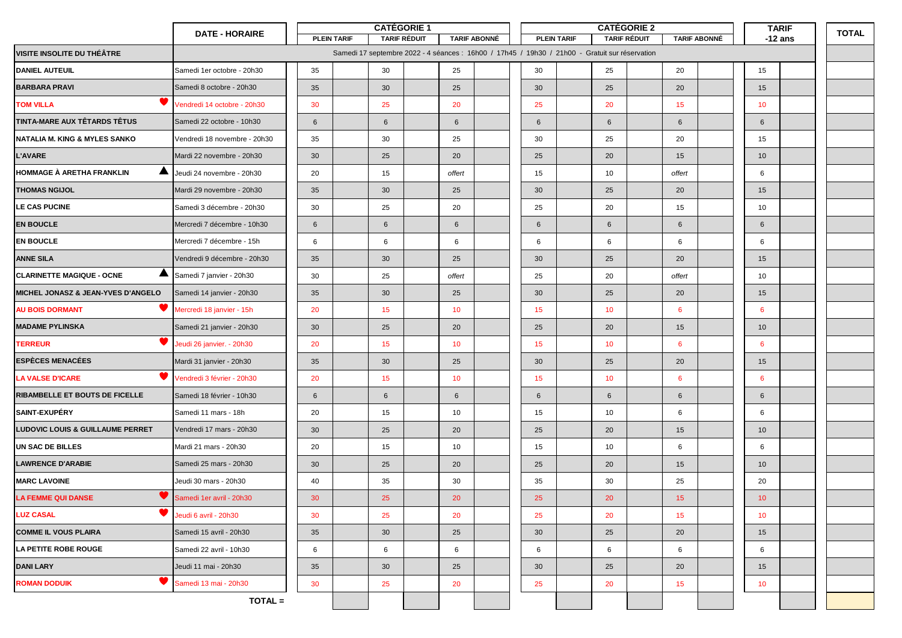| | DATE - HORAIRE | CATÉGORIE 1 | | | | | | CATÉGORIE 2 | | | | | | TARIF -12 ans | | TOTAL |
|---|---|---|---|---|---|---|---|---|---|---|---|---|---|---|---|---|
| | | PLEIN TARIF | | TARIF RÉDUIT | | TARIF ABONNÉ | | PLEIN TARIF | | TARIF RÉDUIT | | TARIF ABONNÉ | | | | |
| VISITE INSOLITE DU THÉÂTRE | Samedi 17 septembre 2022 - 4 séances : 16h00 / 17h45 / 19h30 / 21h00 - Gratuit sur réservation | | | | | | | | | | | | | | | |
| DANIEL AUTEUIL | Samedi 1er octobre - 20h30 | 35 | | 30 | | 25 | | 30 | | 25 | | 20 | | 15 | | |
| BARBARA PRAVI | Samedi 8 octobre - 20h30 | 35 | | 30 | | 25 | | 30 | | 25 | | 20 | | 15 | | |
| TOM VILLA ♥ | Vendredi 14 octobre - 20h30 | 30 | | 25 | | 20 | | 25 | | 20 | | 15 | | 10 | | |
| TINTA-MARE AUX TÊTARDS TÊTUS | Samedi 22 octobre - 10h30 | 6 | | 6 | | 6 | | 6 | | 6 | | 6 | | 6 | | |
| NATALIA M. KING & MYLES SANKO | Vendredi 18 novembre - 20h30 | 35 | | 30 | | 25 | | 30 | | 25 | | 20 | | 15 | | |
| L'AVARE | Mardi 22 novembre - 20h30 | 30 | | 25 | | 20 | | 25 | | 20 | | 15 | | 10 | | |
| HOMMAGE À ARETHA FRANKLIN ▲ | Jeudi 24 novembre - 20h30 | 20 | | 15 | | *offert* | | 15 | | 10 | | *offert* | | 6 | | |
| THOMAS NGIJOL | Mardi 29 novembre - 20h30 | 35 | | 30 | | 25 | | 30 | | 25 | | 20 | | 15 | | |
| LE CAS PUCINE | Samedi 3 décembre - 20h30 | 30 | | 25 | | 20 | | 25 | | 20 | | 15 | | 10 | | |
| EN BOUCLE | Mercredi 7 décembre - 10h30 | 6 | | 6 | | 6 | | 6 | | 6 | | 6 | | 6 | | |
| EN BOUCLE | Mercredi 7 décembre - 15h | 6 | | 6 | | 6 | | 6 | | 6 | | 6 | | 6 | | |
| ANNE SILA | Vendredi 9 décembre - 20h30 | 35 | | 30 | | 25 | | 30 | | 25 | | 20 | | 15 | | |
| CLARINETTE MAGIQUE - OCNE ▲ | Samedi 7 janvier - 20h30 | 30 | | 25 | | *offert* | | 25 | | 20 | | *offert* | | 10 | | |
| MICHEL JONASZ & JEAN-YVES D'ANGELO | Samedi 14 janvier - 20h30 | 35 | | 30 | | 25 | | 30 | | 25 | | 20 | | 15 | | |
| AU BOIS DORMANT ♥ | Mercredi 18 janvier - 15h | 20 | | 15 | | 10 | | 15 | | 10 | | 6 | | 6 | | |
| MADAME PYLINSKA | Samedi 21 janvier - 20h30 | 30 | | 25 | | 20 | | 25 | | 20 | | 15 | | 10 | | |
| TERREUR ♥ | Jeudi 26 janvier. - 20h30 | 20 | | 15 | | 10 | | 15 | | 10 | | 6 | | 6 | | |
| ESPÈCES MENACÉES | Mardi 31 janvier - 20h30 | 35 | | 30 | | 25 | | 30 | | 25 | | 20 | | 15 | | |
| LA VALSE D'ICARE ♥ | Vendredi 3 février - 20h30 | 20 | | 15 | | 10 | | 15 | | 10 | | 6 | | 6 | | |
| RIBAMBELLE ET BOUTS DE FICELLE | Samedi 18 février - 10h30 | 6 | | 6 | | 6 | | 6 | | 6 | | 6 | | 6 | | |
| SAINT-EXUPÉRY | Samedi 11 mars - 18h | 20 | | 15 | | 10 | | 15 | | 10 | | 6 | | 6 | | |
| LUDOVIC LOUIS & GUILLAUME PERRET | Vendredi 17 mars - 20h30 | 30 | | 25 | | 20 | | 25 | | 20 | | 15 | | 10 | | |
| UN SAC DE BILLES | Mardi 21 mars - 20h30 | 20 | | 15 | | 10 | | 15 | | 10 | | 6 | | 6 | | |
| LAWRENCE D'ARABIE | Samedi 25 mars - 20h30 | 30 | | 25 | | 20 | | 25 | | 20 | | 15 | | 10 | | |
| MARC LAVOINE | Jeudi 30 mars - 20h30 | 40 | | 35 | | 30 | | 35 | | 30 | | 25 | | 20 | | |
| LA FEMME QUI DANSE ♥ | Samedi 1er avril - 20h30 | 30 | | 25 | | 20 | | 25 | | 20 | | 15 | | 10 | | |
| LUZ CASAL ♥ | Jeudi 6 avril - 20h30 | 30 | | 25 | | 20 | | 25 | | 20 | | 15 | | 10 | | |
| COMME IL VOUS PLAIRA | Samedi 15 avril - 20h30 | 35 | | 30 | | 25 | | 30 | | 25 | | 20 | | 15 | | |
| LA PETITE ROBE ROUGE | Samedi 22 avril - 10h30 | 6 | | 6 | | 6 | | 6 | | 6 | | 6 | | 6 | | |
| DANI LARY | Jeudi 11 mai - 20h30 | 35 | | 30 | | 25 | | 30 | | 25 | | 20 | | 15 | | |
| ROMAN DODUIK ♥ | Samedi 13 mai - 20h30 | 30 | | 25 | | 20 | | 25 | | 20 | | 15 | | 10 | | |
| | TOTAL = | | | | | | | | | | | | | | | |